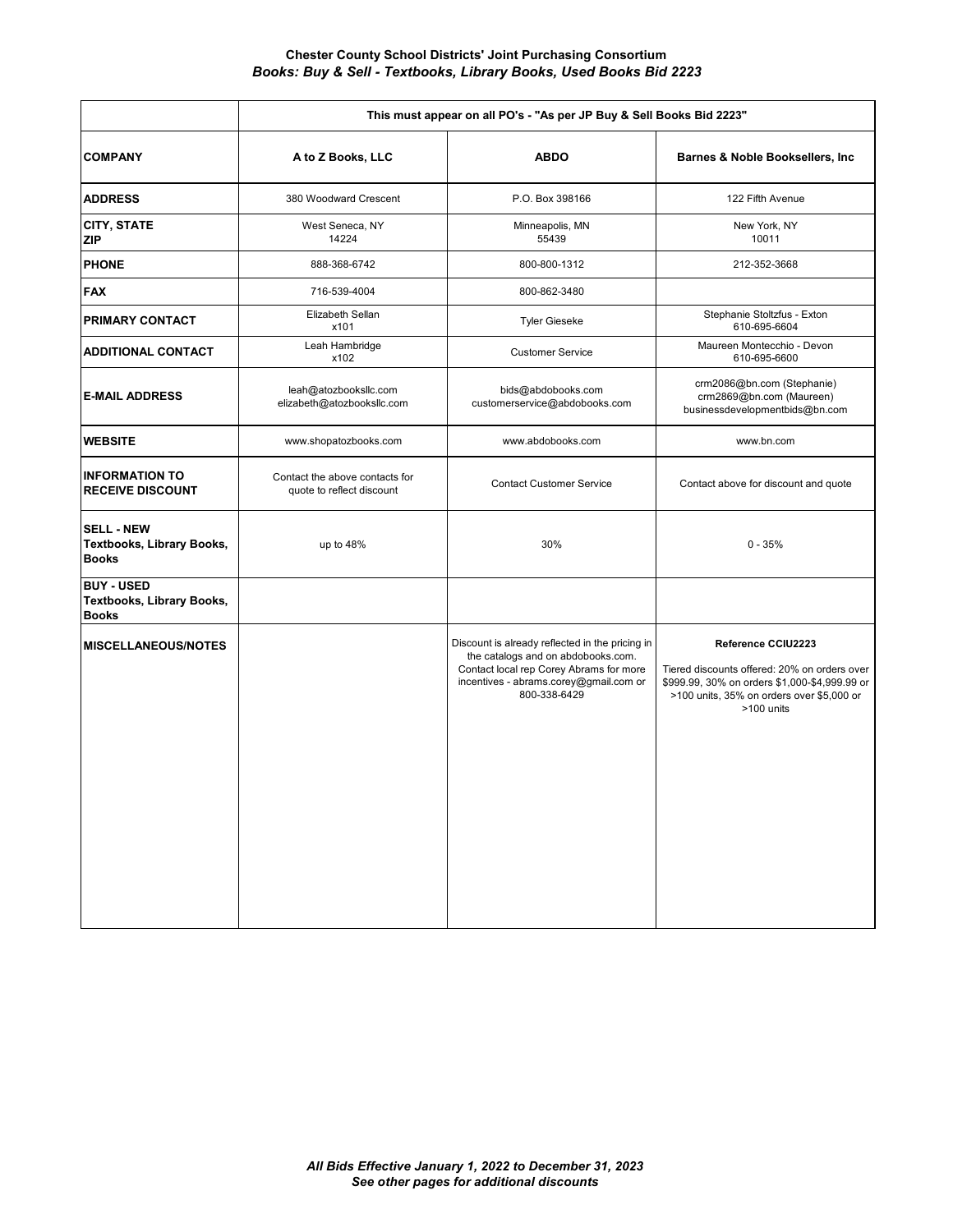**Chester County School Districts' Joint Purchasing Consortium**

***Books: Buy & Sell - Textbooks, Library Books, Used Books Bid 2223***

| | This must appear on all PO's - "As per JP Buy & Sell Books Bid 2223" | | |
|---|---|---|---|
| **COMPANY** | **A to Z Books, LLC** | **ABDO** | **Barnes & Noble Booksellers, Inc** |
| **ADDRESS** | 380 Woodward Crescent | P.O. Box 398166 | 122 Fifth Avenue |
| **CITY, STATE ZIP** | West Seneca, NY 14224 | Minneapolis, MN 55439 | New York, NY 10011 |
| **PHONE** | 888-368-6742 | 800-800-1312 | 212-352-3668 |
| **FAX** | 716-539-4004 | 800-862-3480 | |
| **PRIMARY CONTACT** | Elizabeth Sellan x101 | Tyler Gieseke | Stephanie Stoltzfus - Exton 610-695-6604 |
| **ADDITIONAL CONTACT** | Leah Hambridge x102 | Customer Service | Maureen Montecchio - Devon 610-695-6600 |
| **E-MAIL ADDRESS** | leah@atozbooksllc.com elizabeth@atozbooksllc.com | bids@abdobooks.com customerservice@abdobooks.com | crm2086@bn.com (Stephanie) crm2869@bn.com (Maureen) businessdevelopmentbids@bn.com |
| **WEBSITE** | www.shopatozbooks.com | www.abdobooks.com | www.bn.com |
| **INFORMATION TO RECEIVE DISCOUNT** | Contact the above contacts for quote to reflect discount | Contact Customer Service | Contact above for discount and quote |
| **SELL - NEW Textbooks, Library Books, Books** | up to 48% | 30% | 0 - 35% |
| **BUY - USED Textbooks, Library Books, Books** | | | |
| **MISCELLANEOUS/NOTES** | | Discount is already reflected in the pricing in the catalogs and on abdobooks.com. Contact local rep Corey Abrams for more incentives - abrams.corey@gmail.com or 800-338-6429 | **Reference CCIU2223** Tiered discounts offered: 20% on orders over $999.99, 30% on orders $1,000-$4,999.99 or >100 units, 35% on orders over $5,000 or >100 units |

***All Bids Effective January 1, 2022 to December 31, 2023***

***See other pages for additional discounts***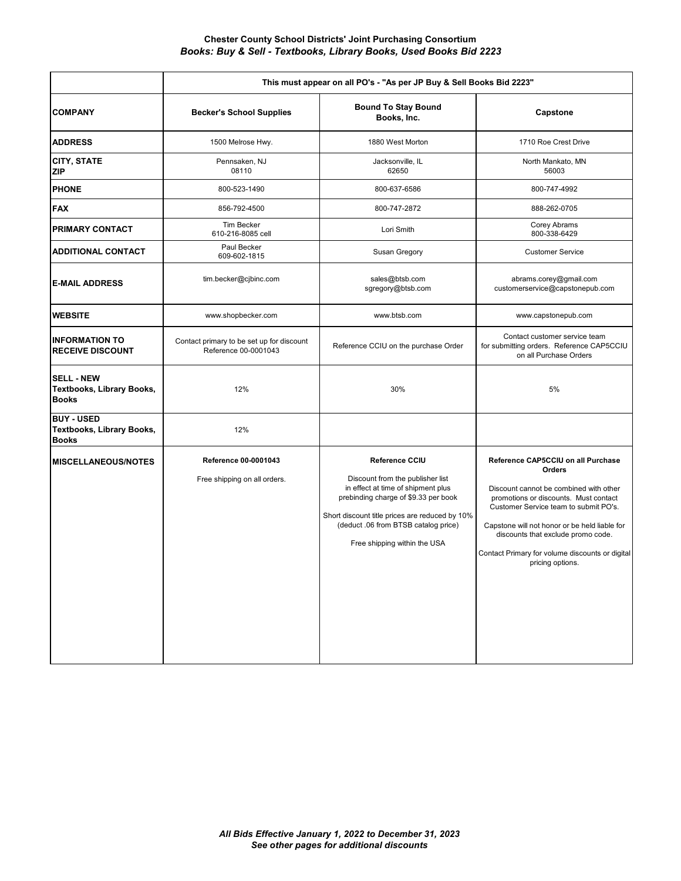**Chester County School Districts' Joint Purchasing Consortium**
***Books: Buy & Sell - Textbooks, Library Books, Used Books Bid 2223***

| | This must appear on all PO's - "As per JP Buy & Sell Books Bid 2223" | | |
|---|---|---|---|
| **COMPANY** | **Becker's School Supplies** | **Bound To Stay Bound Books, Inc.** | **Capstone** |
| **ADDRESS** | 1500 Melrose Hwy. | 1880 West Morton | 1710 Roe Crest Drive |
| **CITY, STATE ZIP** | Pennsaken, NJ 08110 | Jacksonville, IL 62650 | North Mankato, MN 56003 |
| **PHONE** | 800-523-1490 | 800-637-6586 | 800-747-4992 |
| **FAX** | 856-792-4500 | 800-747-2872 | 888-262-0705 |
| **PRIMARY CONTACT** | Tim Becker 610-216-8085 cell | Lori Smith | Corey Abrams 800-338-6429 |
| **ADDITIONAL CONTACT** | Paul Becker 609-602-1815 | Susan Gregory | Customer Service |
| **E-MAIL ADDRESS** | tim.becker@cjbinc.com | sales@btsb.com sgregory@btsb.com | abrams.corey@gmail.com customerservice@capstonepub.com |
| **WEBSITE** | www.shopbecker.com | www.btsb.com | www.capstonepub.com |
| **INFORMATION TO RECEIVE DISCOUNT** | Contact primary to be set up for discount Reference 00-0001043 | Reference CCIU on the purchase Order | Contact customer service team for submitting orders. Reference CAP5CCIU on all Purchase Orders |
| **SELL - NEW Textbooks, Library Books, Books** | 12% | 30% | 5% |
| **BUY - USED Textbooks, Library Books, Books** | 12% | | |
| **MISCELLANEOUS/NOTES** | **Reference 00-0001043**<br><br>Free shipping on all orders. | **Reference CCIU**<br><br>Discount from the publisher list in effect at time of shipment plus prebinding charge of $9.33 per book<br><br>Short discount title prices are reduced by 10% (deduct .06 from BTSB catalog price)<br><br>Free shipping within the USA | **Reference CAP5CCIU on all Purchase Orders**<br><br>Discount cannot be combined with other promotions or discounts. Must contact Customer Service team to submit PO's.<br><br>Capstone will not honor or be held liable for discounts that exclude promo code.<br><br>Contact Primary for volume discounts or digital pricing options. |

***All Bids Effective January 1, 2022 to December 31, 2023***
***See other pages for additional discounts***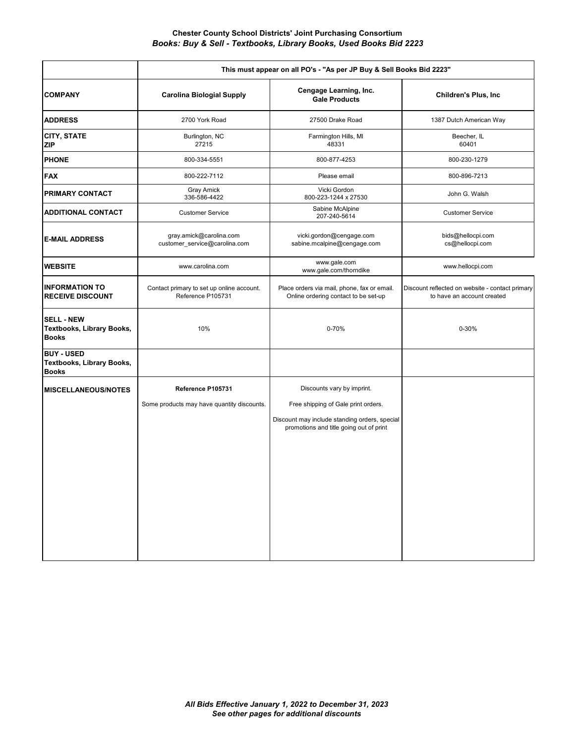**Chester County School Districts' Joint Purchasing Consortium**
***Books: Buy & Sell - Textbooks, Library Books, Used Books Bid 2223***

| | This must appear on all PO's - "As per JP Buy & Sell Books Bid 2223" | | |
|---|---|---|---|
| **COMPANY** | **Carolina Biologial Supply** | **Cengage Learning, Inc. Gale Products** | **Children's Plus, Inc** |
| **ADDRESS** | 2700 York Road | 27500 Drake Road | 1387 Dutch American Way |
| **CITY, STATE ZIP** | Burlington, NC 27215 | Farmington Hills, MI 48331 | Beecher, IL 60401 |
| **PHONE** | 800-334-5551 | 800-877-4253 | 800-230-1279 |
| **FAX** | 800-222-7112 | Please email | 800-896-7213 |
| **PRIMARY CONTACT** | Gray Amick 336-586-4422 | Vicki Gordon 800-223-1244 x 27530 | John G. Walsh |
| **ADDITIONAL CONTACT** | Customer Service | Sabine McAlpine 207-240-5614 | Customer Service |
| **E-MAIL ADDRESS** | gray.amick@carolina.com customer_service@carolina.com | vicki.gordon@cengage.com sabine.mcalpine@cengage.com | bids@hellocpi.com cs@hellocpi.com |
| **WEBSITE** | www.carolina.com | www.gale.com www.gale.com/thorndike | www.hellocpi.com |
| **INFORMATION TO RECEIVE DISCOUNT** | Contact primary to set up online account. Reference P105731 | Place orders via mail, phone, fax or email. Online ordering contact to be set-up | Discount reflected on website - contact primary to have an account created |
| **SELL - NEW Textbooks, Library Books, Books** | 10% | 0-70% | 0-30% |
| **BUY - USED Textbooks, Library Books, Books** | | | |
| **MISCELLANEOUS/NOTES** | **Reference P105731**<br><br>Some products may have quantity discounts. | Discounts vary by imprint.<br><br>Free shipping of Gale print orders.<br><br>Discount may include standing orders, special promotions and title going out of print | |

***All Bids Effective January 1, 2022 to December 31, 2023***
***See other pages for additional discounts***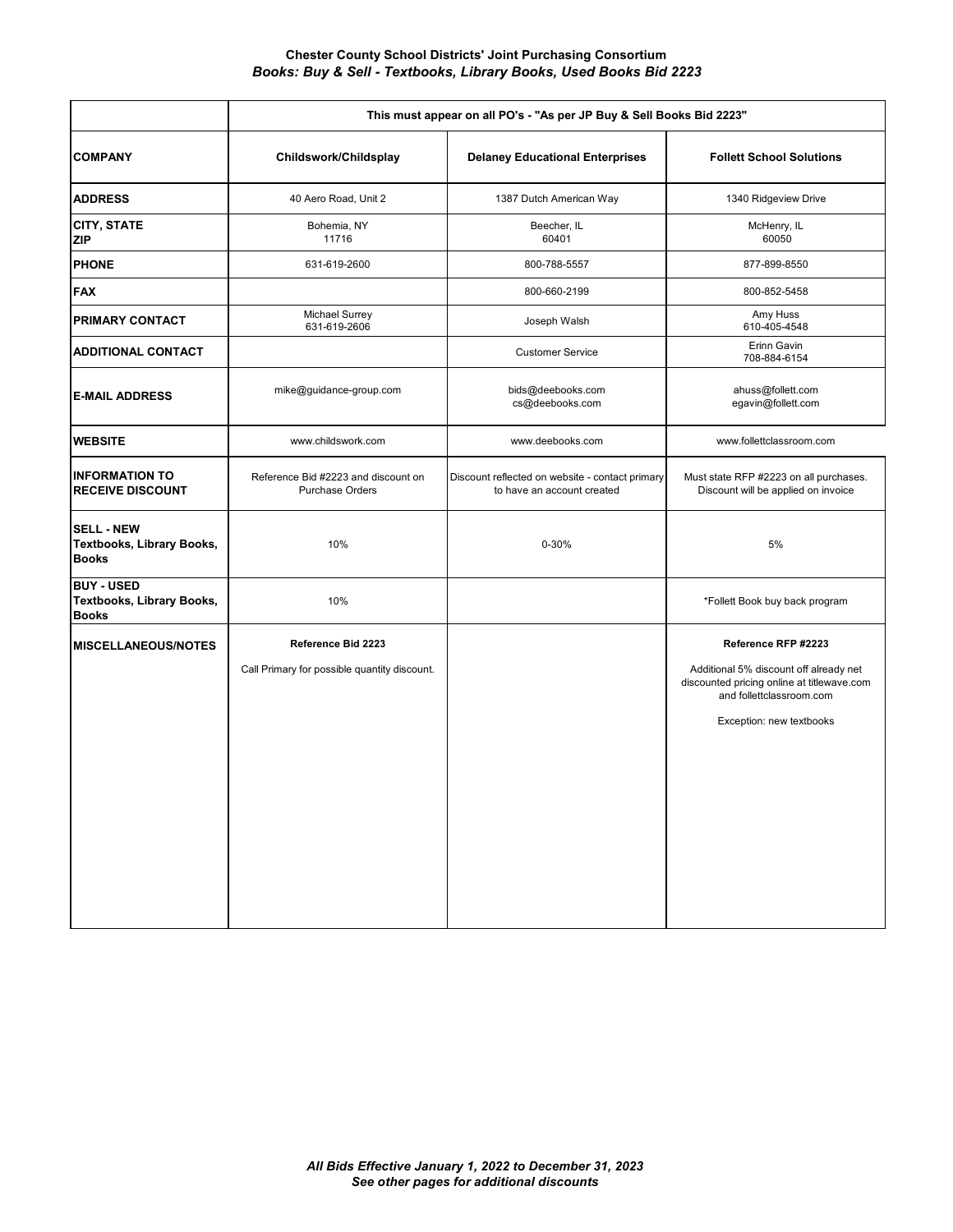**Chester County School Districts' Joint Purchasing Consortium**

***Books: Buy & Sell - Textbooks, Library Books, Used Books Bid 2223***

| | This must appear on all PO's - "As per JP Buy & Sell Books Bid 2223" | | |
|---|---|---|---|
| **COMPANY** | **Childswork/Childsplay** | **Delaney Educational Enterprises** | **Follett School Solutions** |
| **ADDRESS** | 40 Aero Road, Unit 2 | 1387 Dutch American Way | 1340 Ridgeview Drive |
| **CITY, STATE ZIP** | Bohemia, NY 11716 | Beecher, IL 60401 | McHenry, IL 60050 |
| **PHONE** | 631-619-2600 | 800-788-5557 | 877-899-8550 |
| **FAX** | | 800-660-2199 | 800-852-5458 |
| **PRIMARY CONTACT** | Michael Surrey 631-619-2606 | Joseph Walsh | Amy Huss 610-405-4548 |
| **ADDITIONAL CONTACT** | | Customer Service | Erinn Gavin 708-884-6154 |
| **E-MAIL ADDRESS** | mike@guidance-group.com | bids@deebooks.com cs@deebooks.com | ahuss@follett.com egavin@follett.com |
| **WEBSITE** | www.childswork.com | www.deebooks.com | www.follettclassroom.com |
| **INFORMATION TO RECEIVE DISCOUNT** | Reference Bid #2223 and discount on Purchase Orders | Discount reflected on website - contact primary to have an account created | Must state RFP #2223 on all purchases. Discount will be applied on invoice |
| **SELL - NEW Textbooks, Library Books, Books** | 10% | 0-30% | 5% |
| **BUY - USED Textbooks, Library Books, Books** | 10% | | *Follett Book buy back program |
| **MISCELLANEOUS/NOTES** | **Reference Bid 2223**<br><br>Call Primary for possible quantity discount. | | **Reference RFP #2223**<br><br>Additional 5% discount off already net discounted pricing online at titlewave.com and follettclassroom.com<br><br>Exception: new textbooks |

***All Bids Effective January 1, 2022 to December 31, 2023***

***See other pages for additional discounts***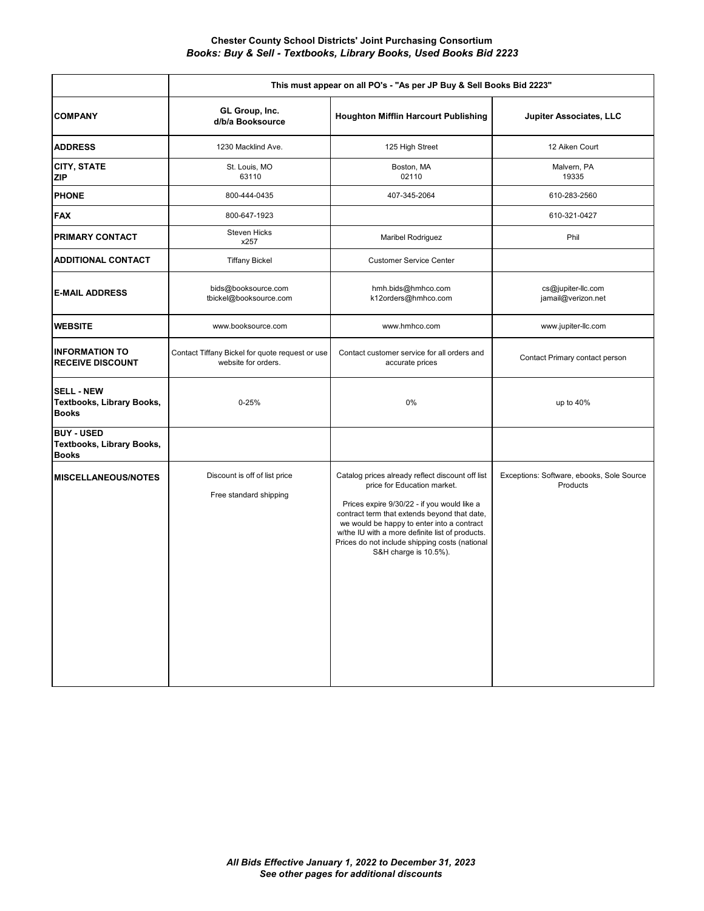**Chester County School Districts' Joint Purchasing Consortium**

***Books: Buy & Sell - Textbooks, Library Books, Used Books Bid 2223***

| | This must appear on all PO's - "As per JP Buy & Sell Books Bid 2223" | | |
|---|---|---|---|
| **COMPANY** | **GL Group, Inc. d/b/a Booksource** | **Houghton Mifflin Harcourt Publishing** | **Jupiter Associates, LLC** |
| **ADDRESS** | 1230 Macklind Ave. | 125 High Street | 12 Aiken Court |
| **CITY, STATE ZIP** | St. Louis, MO 63110 | Boston, MA 02110 | Malvern, PA 19335 |
| **PHONE** | 800-444-0435 | 407-345-2064 | 610-283-2560 |
| **FAX** | 800-647-1923 | | 610-321-0427 |
| **PRIMARY CONTACT** | Steven Hicks x257 | Maribel Rodriguez | Phil |
| **ADDITIONAL CONTACT** | Tiffany Bickel | Customer Service Center | |
| **E-MAIL ADDRESS** | bids@booksource.com tbickel@booksource.com | hmh.bids@hmhco.com k12orders@hmhco.com | cs@jupiter-llc.com jamail@verizon.net |
| **WEBSITE** | www.booksource.com | www.hmhco.com | www.jupiter-llc.com |
| **INFORMATION TO RECEIVE DISCOUNT** | Contact Tiffany Bickel for quote request or use website for orders. | Contact customer service for all orders and accurate prices | Contact Primary contact person |
| **SELL - NEW Textbooks, Library Books, Books** | 0-25% | 0% | up to 40% |
| **BUY - USED Textbooks, Library Books, Books** | | | |
| **MISCELLANEOUS/NOTES** | Discount is off of list price<br><br>Free standard shipping | Catalog prices already reflect discount off list price for Education market.<br><br>Prices expire 9/30/22 - if you would like a contract term that extends beyond that date, we would be happy to enter into a contract w/the IU with a more definite list of products. Prices do not include shipping costs (national S&H charge is 10.5%). | Exceptions: Software, ebooks, Sole Source Products |

***All Bids Effective January 1, 2022 to December 31, 2023***

***See other pages for additional discounts***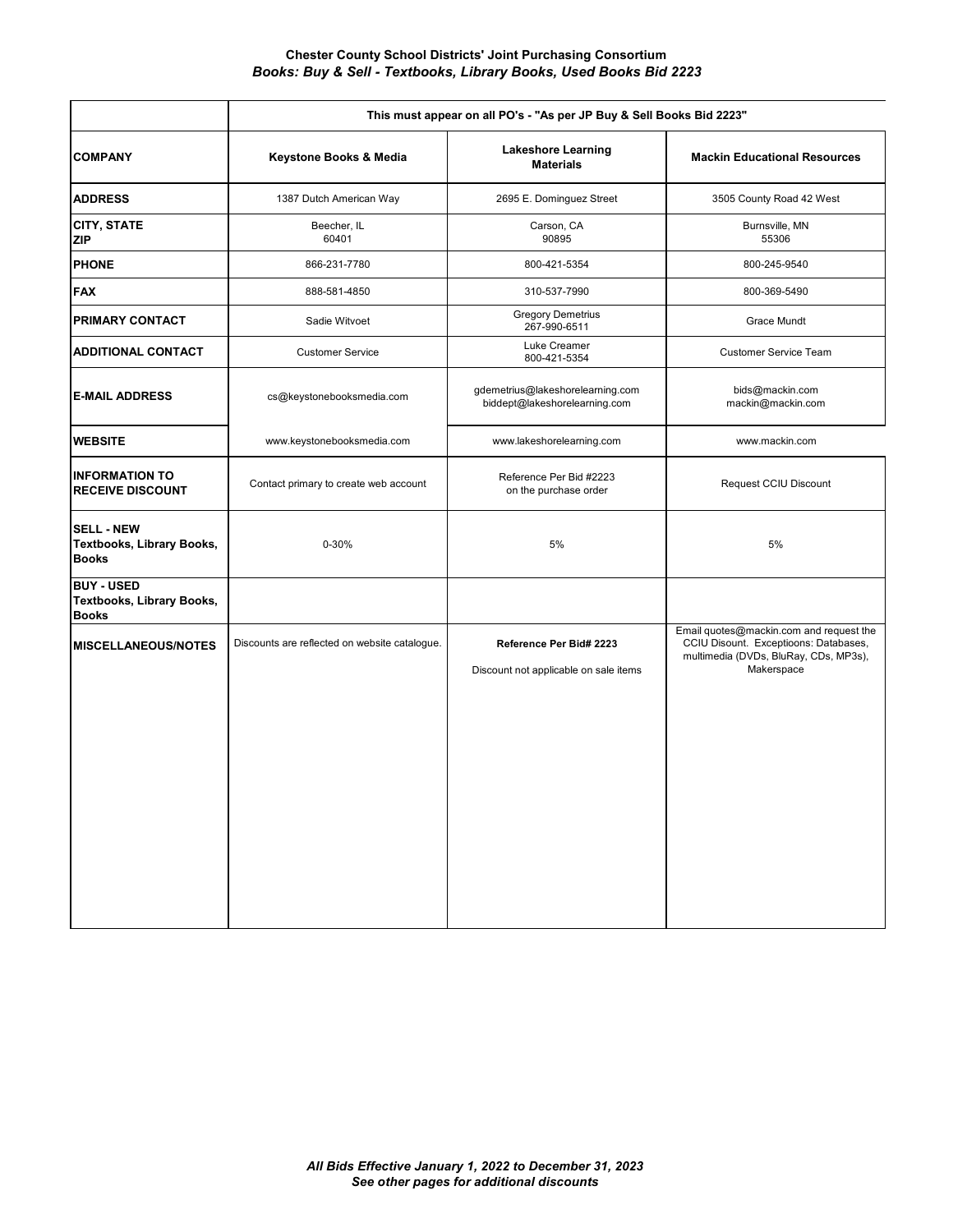**Chester County School Districts' Joint Purchasing Consortium**
***Books: Buy & Sell - Textbooks, Library Books, Used Books Bid 2223***

| | This must appear on all PO's - "As per JP Buy & Sell Books Bid 2223" | | |
|---|---|---|---|
| **COMPANY** | **Keystone Books & Media** | **Lakeshore Learning Materials** | **Mackin Educational Resources** |
| **ADDRESS** | 1387 Dutch American Way | 2695 E. Dominguez Street | 3505 County Road 42 West |
| **CITY, STATE ZIP** | Beecher, IL 60401 | Carson, CA 90895 | Burnsville, MN 55306 |
| **PHONE** | 866-231-7780 | 800-421-5354 | 800-245-9540 |
| **FAX** | 888-581-4850 | 310-537-7990 | 800-369-5490 |
| **PRIMARY CONTACT** | Sadie Witvoet | Gregory Demetrius 267-990-6511 | Grace Mundt |
| **ADDITIONAL CONTACT** | Customer Service | Luke Creamer 800-421-5354 | Customer Service Team |
| **E-MAIL ADDRESS** | cs@keystonebooksmedia.com | gdemetrius@lakeshorelearning.com biddept@lakeshorelearning.com | bids@mackin.com mackin@mackin.com |
| **WEBSITE** | www.keystonebooksmedia.com | www.lakeshorelearning.com | www.mackin.com |
| **INFORMATION TO RECEIVE DISCOUNT** | Contact primary to create web account | Reference Per Bid #2223 on the purchase order | Request CCIU Discount |
| **SELL - NEW Textbooks, Library Books, Books** | 0-30% | 5% | 5% |
| **BUY - USED Textbooks, Library Books, Books** | | | |
| **MISCELLANEOUS/NOTES** | Discounts are reflected on website catalogue. | **Reference Per Bid# 2223** Discount not applicable on sale items | Email quotes@mackin.com and request the CCIU Disount. Exceptioons: Databases, multimedia (DVDs, BluRay, CDs, MP3s), Makerspace |

***All Bids Effective January 1, 2022 to December 31, 2023***
***See other pages for additional discounts***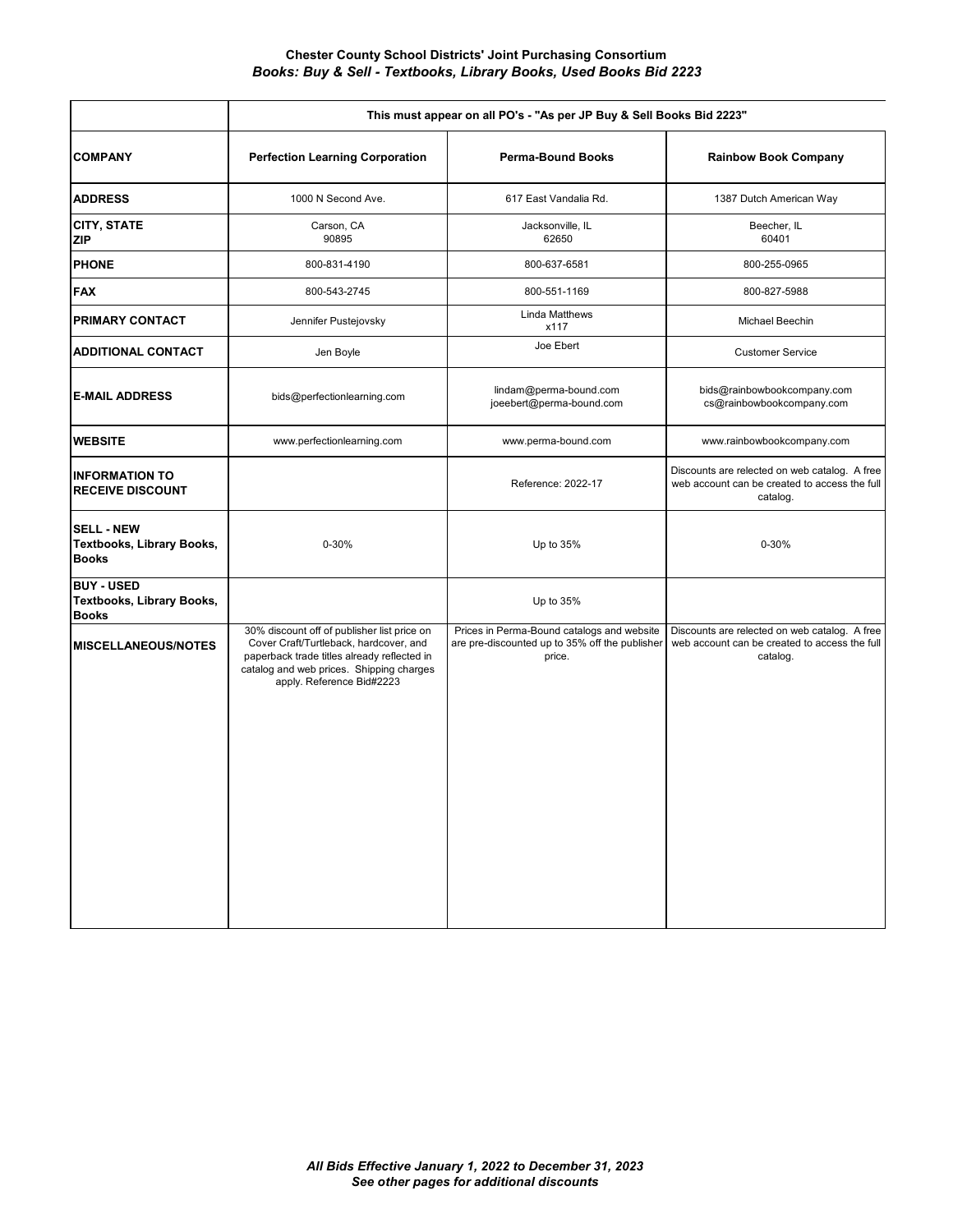**Chester County School Districts' Joint Purchasing Consortium**
***Books: Buy & Sell - Textbooks, Library Books, Used Books Bid 2223***

| | This must appear on all PO's - "As per JP Buy & Sell Books Bid 2223" | | |
|---|---|---|---|
| **COMPANY** | **Perfection Learning Corporation** | **Perma-Bound Books** | **Rainbow Book Company** |
| **ADDRESS** | 1000 N Second Ave. | 617 East Vandalia Rd. | 1387 Dutch American Way |
| **CITY, STATE ZIP** | Carson, CA 90895 | Jacksonville, IL 62650 | Beecher, IL 60401 |
| **PHONE** | 800-831-4190 | 800-637-6581 | 800-255-0965 |
| **FAX** | 800-543-2745 | 800-551-1169 | 800-827-5988 |
| **PRIMARY CONTACT** | Jennifer Pustejovsky | Linda Matthews x117 | Michael Beechin |
| **ADDITIONAL CONTACT** | Jen Boyle | Joe Ebert | Customer Service |
| **E-MAIL ADDRESS** | bids@perfectionlearning.com | lindam@perma-bound.com joeebert@perma-bound.com | bids@rainbowbookcompany.com cs@rainbowbookcompany.com |
| **WEBSITE** | www.perfectionlearning.com | www.perma-bound.com | www.rainbowbookcompany.com |
| **INFORMATION TO RECEIVE DISCOUNT** | | Reference: 2022-17 | Discounts are relected on web catalog. A free web account can be created to access the full catalog. |
| **SELL - NEW Textbooks, Library Books, Books** | 0-30% | Up to 35% | 0-30% |
| **BUY - USED Textbooks, Library Books, Books** | | Up to 35% | |
| **MISCELLANEOUS/NOTES** | 30% discount off of publisher list price on Cover Craft/Turtleback, hardcover, and paperback trade titles already reflected in catalog and web prices. Shipping charges apply. Reference Bid#2223 | Prices in Perma-Bound catalogs and website are pre-discounted up to 35% off the publisher price. | Discounts are relected on web catalog. A free web account can be created to access the full catalog. |

***All Bids Effective January 1, 2022 to December 31, 2023***
***See other pages for additional discounts***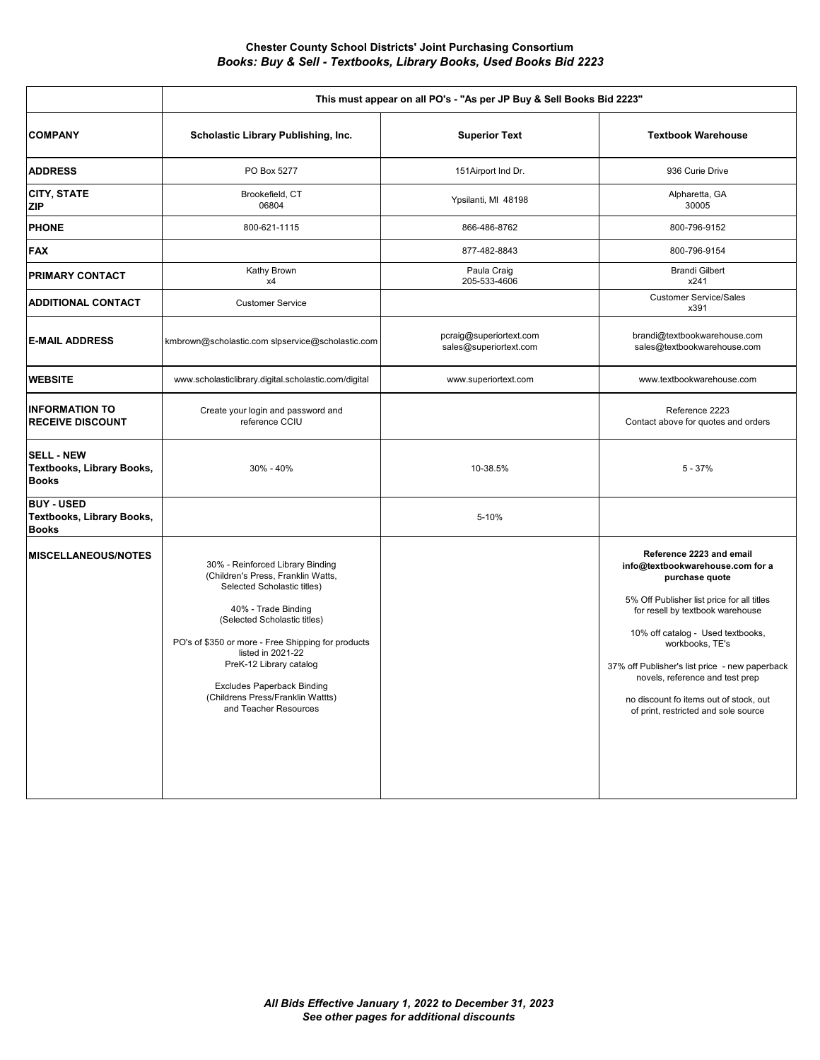**Chester County School Districts' Joint Purchasing Consortium**
***Books: Buy & Sell - Textbooks, Library Books, Used Books Bid 2223***

| | This must appear on all PO's - "As per JP Buy & Sell Books Bid 2223" | | |
|---|---|---|---|
| **COMPANY** | **Scholastic Library Publishing, Inc.** | **Superior Text** | **Textbook Warehouse** |
| **ADDRESS** | PO Box 5277 | 151Airport Ind Dr. | 936 Curie Drive |
| **CITY, STATE ZIP** | Brookefield, CT 06804 | Ypsilanti, MI 48198 | Alpharetta, GA 30005 |
| **PHONE** | 800-621-1115 | 866-486-8762 | 800-796-9152 |
| **FAX** | | 877-482-8843 | 800-796-9154 |
| **PRIMARY CONTACT** | Kathy Brown x4 | Paula Craig 205-533-4606 | Brandi Gilbert x241 |
| **ADDITIONAL CONTACT** | Customer Service | | Customer Service/Sales x391 |
| **E-MAIL ADDRESS** | kmbrown@scholastic.com slpservice@scholastic.com | pcraig@superiortext.com sales@superiortext.com | brandi@textbookwarehouse.com sales@textbookwarehouse.com |
| **WEBSITE** | www.scholasticlibrary.digital.scholastic.com/digital | www.superiortext.com | www.textbookwarehouse.com |
| **INFORMATION TO RECEIVE DISCOUNT** | Create your login and password and reference CCIU | | Reference 2223 Contact above for quotes and orders |
| **SELL - NEW Textbooks, Library Books, Books** | 30% - 40% | 10-38.5% | 5 - 37% |
| **BUY - USED Textbooks, Library Books, Books** | | 5-10% | |
| **MISCELLANEOUS/NOTES** | 30% - Reinforced Library Binding (Children's Press, Franklin Watts, Selected Scholastic titles)<br><br>40% - Trade Binding (Selected Scholastic titles)<br><br>PO's of $350 or more - Free Shipping for products listed in 2021-22 PreK-12 Library catalog<br><br>Excludes Paperback Binding (Childrens Press/Franklin Wattts) and Teacher Resources | | **Reference 2223 and email info@textbookwarehouse.com for a purchase quote**<br><br>5% Off Publisher list price for all titles for resell by textbook warehouse<br><br>10% off catalog - Used textbooks, workbooks, TE's<br><br>37% off Publisher's list price - new paperback novels, reference and test prep<br><br>no discount fo items out of stock, out of print, restricted and sole source |

***All Bids Effective January 1, 2022 to December 31, 2023***
***See other pages for additional discounts***